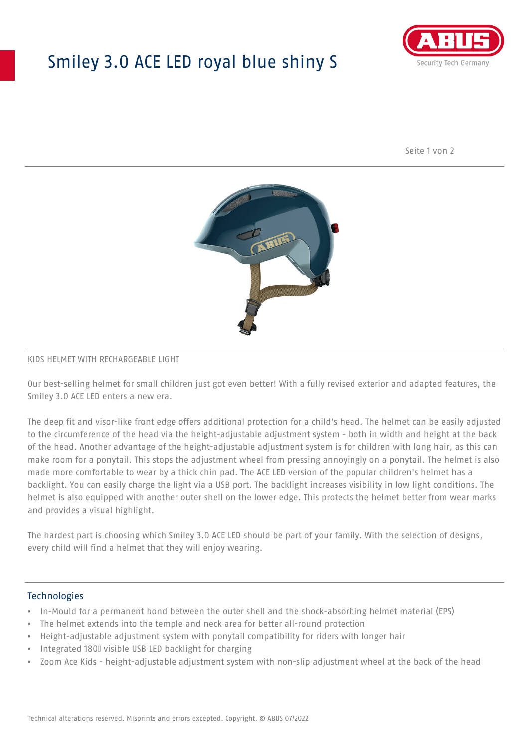# Smiley 3.0 ACE LED royal blue shiny S

KIDS HELMET WITH RECHARGEABLE LIGHT

Our best-selling helmet for small children just got even better! With a fully revised exterior and adapted features, the Smiley 3.0 ACE LED enters a new era.

The deep fit and visor-like front edge offers additional protection for a child's head. The helmet can be easily adjusted to the circumference of the head via the height-adjustable adjustment system - both in width and height at the back of the head. Another advantage of the height-adjustable adjustment system is for children with long hair, as this can make room for a ponytail. This stops the adjustment wheel from pressing annoyingly on a ponytail. The helmet is also made more comfortable to wear by a thick chin pad. The ACE LED version of the popular children's helmet has a backlight. You can easily charge the light via a USB port. The backlight increases visibility in low light conditions. The helmet is also equipped with another outer shell on the lower edge. This protects the helmet better from wear marks and provides a visual highlight.

The hardest part is choosing which Smiley 3.0 ACE LED should be part of your family. With the selection of designs, every child will find a helmet that they will enjoy wearing.

## Technologies

- In-Mould for a permanent bond between the outer shell and the shock-absorbing helmet material (EPS)
- The helmet extends into the temple and neck area for better all-round protection
- Height-adjustable adjustment system with ponytail compatibility for riders with longer hair
- Integrated 180° visible USB LED backlight for charging
- Zoom Ace Kids - height-adjustable adjustment system with non-slip adjustment wheel at the back of the head

Technical alterations reserved. Misprints and errors excepted. Copyright. © ABUS 07/2022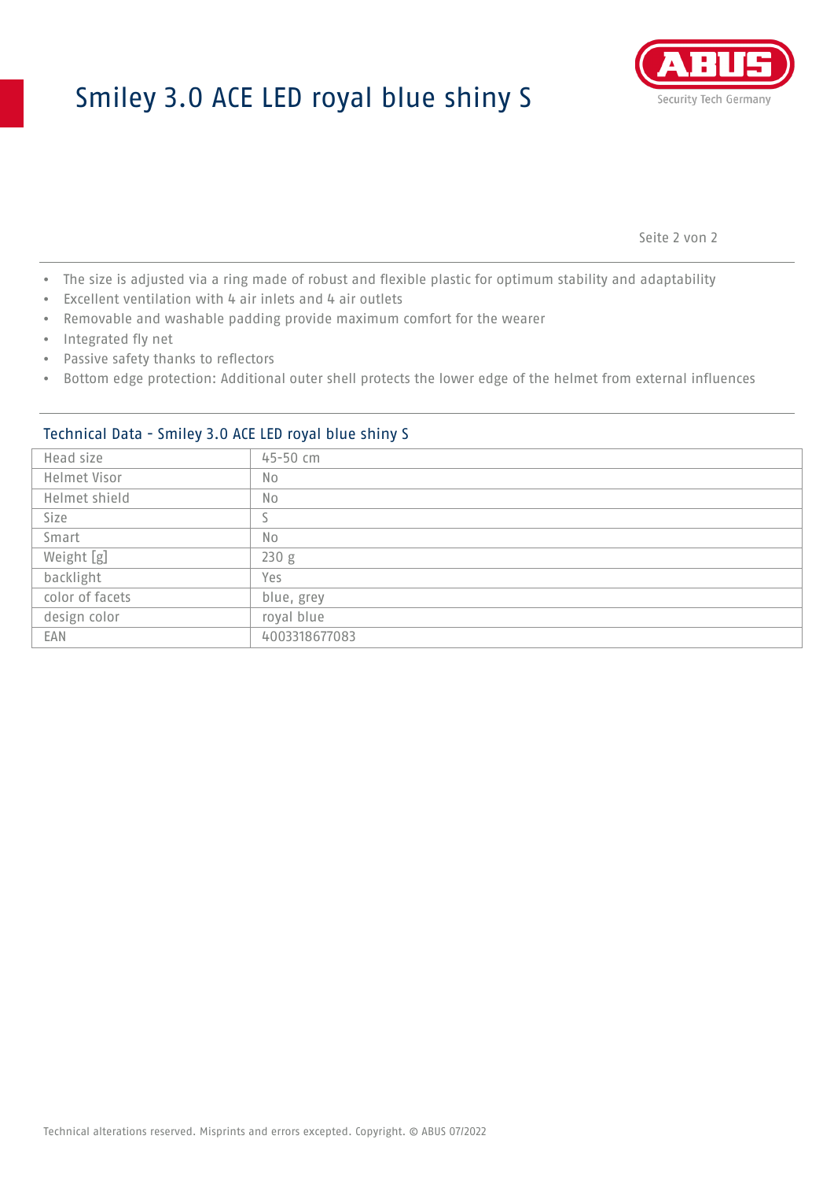# Smiley 3.0 ACE LED royal blue shiny S

- The size is adjusted via a ring made of robust and flexible plastic for optimum stability and adaptability
- Excellent ventilation with 4 air inlets and 4 air outlets
- Removable and washable padding provide maximum comfort for the wearer
- Integrated fly net
- Passive safety thanks to reflectors
- Bottom edge protection: Additional outer shell protects the lower edge of the helmet from external influences

## Technical Data - Smiley 3.0 ACE LED royal blue shiny S

| | |
|---|---|
| Head size | 45-50 cm |
| Helmet Visor | No |
| Helmet shield | No |
| Size | S |
| Smart | No |
| Weight [g] | 230 g |
| backlight | Yes |
| color of facets | blue, grey |
| design color | royal blue |
| EAN | 4003318677083 |

Technical alterations reserved. Misprints and errors excepted. Copyright. © ABUS 07/2022